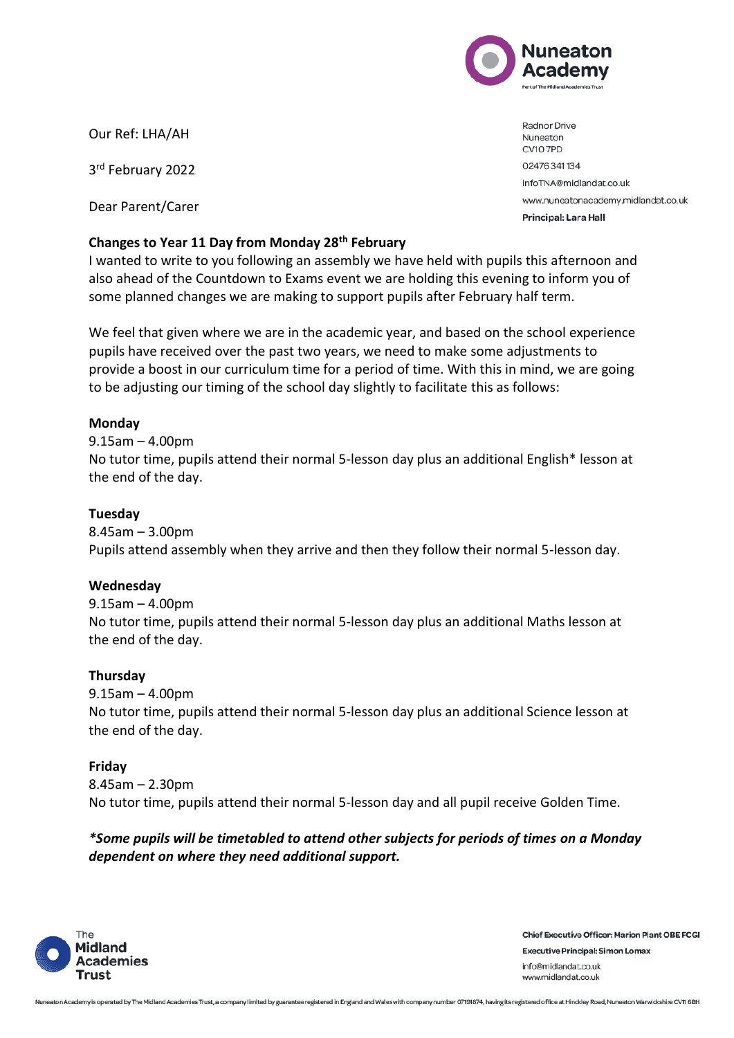**Nuneaton Academy**
Part of The Midland Academies Trust

Radnor Drive
Nuneaton
CV10 7PD

02476 341 134

infoTNA@midlandat.co.uk

www.nuneatonacademy.midlandat.co.uk

**Principal: Lara Hall**

Our Ref: LHA/AH

3rd February 2022

Dear Parent/Carer

**Changes to Year 11 Day from Monday 28th February**

I wanted to write to you following an assembly we have held with pupils this afternoon and also ahead of the Countdown to Exams event we are holding this evening to inform you of some planned changes we are making to support pupils after February half term.

We feel that given where we are in the academic year, and based on the school experience pupils have received over the past two years, we need to make some adjustments to provide a boost in our curriculum time for a period of time. With this in mind, we are going to be adjusting our timing of the school day slightly to facilitate this as follows:

**Monday**
9.15am – 4.00pm
No tutor time, pupils attend their normal 5-lesson day plus an additional English* lesson at the end of the day.

**Tuesday**
8.45am – 3.00pm
Pupils attend assembly when they arrive and then they follow their normal 5-lesson day.

**Wednesday**
9.15am – 4.00pm
No tutor time, pupils attend their normal 5-lesson day plus an additional Maths lesson at the end of the day.

**Thursday**
9.15am – 4.00pm
No tutor time, pupils attend their normal 5-lesson day plus an additional Science lesson at the end of the day.

**Friday**
8.45am – 2.30pm
No tutor time, pupils attend their normal 5-lesson day and all pupil receive Golden Time.

***Some pupils will be timetabled to attend other subjects for periods of times on a Monday dependent on where they need additional support.***

The Midland Academies Trust

**Chief Executive Officer: Marion Plant OBE FCGI**
**Executive Principal: Simon Lomax**
info@midlandat.co.uk
www.midlandat.co.uk

Nuneaton Academy is operated by The Midland Academies Trust, a company limited by guarantee registered in England and Wales with company number 07191674, having its registered office at Hinckley Road, Nuneaton Warwickshire CV11 6BH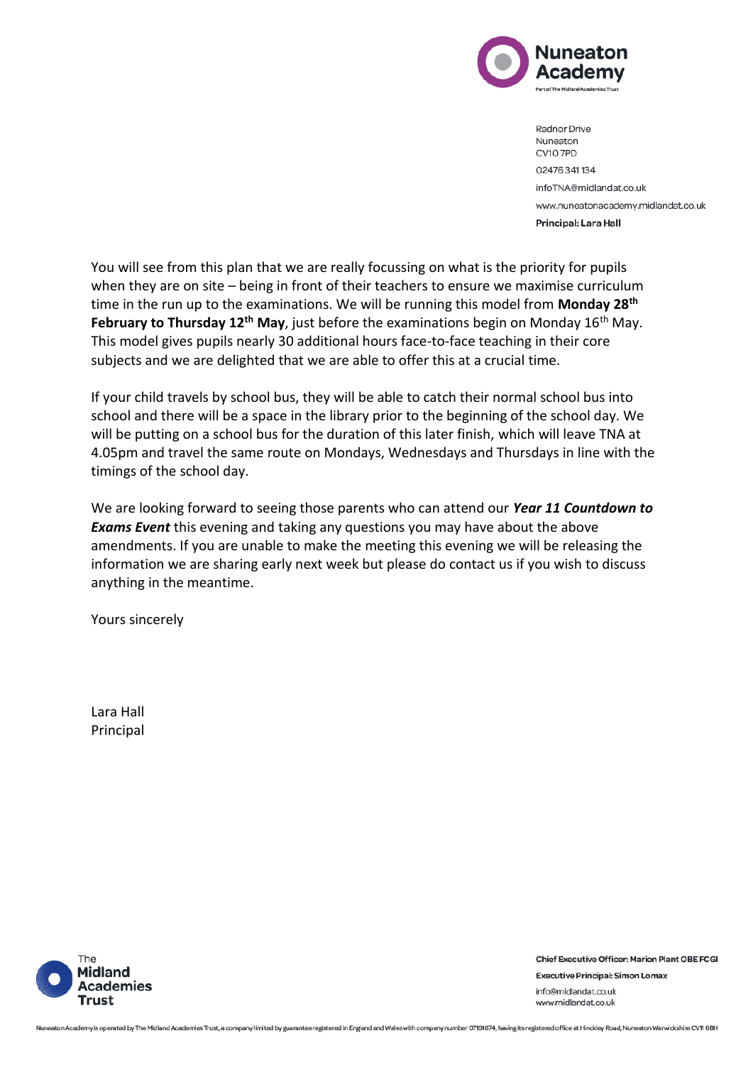Nuneaton Academy

Part of The Midland Academies Trust

Radnor Drive
Nuneaton
CV10 7PD

02476 341 134

infoTNA@midlandat.co.uk

www.nuneatonacademy.midlandat.co.uk

**Principal: Lara Hall**

You will see from this plan that we are really focussing on what is the priority for pupils when they are on site – being in front of their teachers to ensure we maximise curriculum time in the run up to the examinations. We will be running this model from **Monday 28th February to Thursday 12th May**, just before the examinations begin on Monday 16th May. This model gives pupils nearly 30 additional hours face-to-face teaching in their core subjects and we are delighted that we are able to offer this at a crucial time.

If your child travels by school bus, they will be able to catch their normal school bus into school and there will be a space in the library prior to the beginning of the school day. We will be putting on a school bus for the duration of this later finish, which will leave TNA at 4.05pm and travel the same route on Mondays, Wednesdays and Thursdays in line with the timings of the school day.

We are looking forward to seeing those parents who can attend our ***Year 11 Countdown to Exams Event*** this evening and taking any questions you may have about the above amendments. If you are unable to make the meeting this evening we will be releasing the information we are sharing early next week but please do contact us if you wish to discuss anything in the meantime.

Yours sincerely

Lara Hall
Principal

The Midland Academies Trust

**Chief Executive Officer: Marion Plant OBE FCGI**

**Executive Principal: Simon Lomax**

info@midlandat.co.uk
www.midlandat.co.uk

Nuneaton Academy is operated by The Midland Academies Trust, a company limited by guarantee registered in England and Wales with company number 07191674, having its registered office at Hinckley Road, Nuneaton Warwickshire CV11 6BH